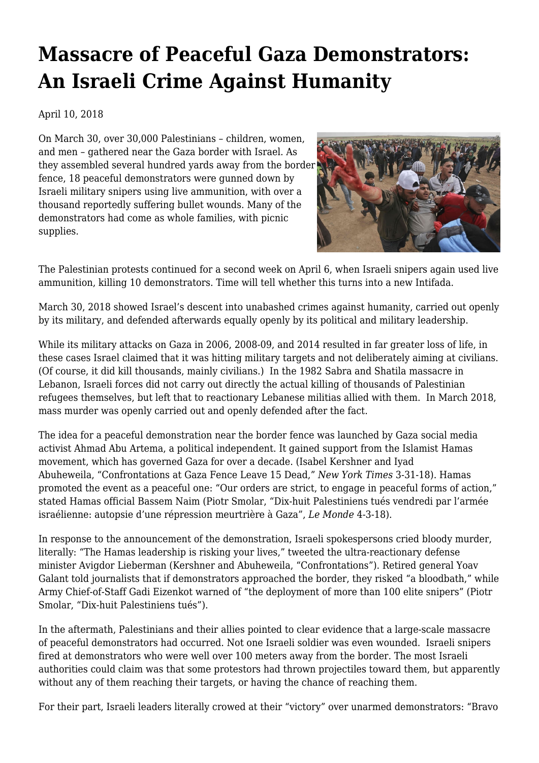# Massacre of Peaceful Gaza Demonstrators: An Israeli Crime Against Humanity

April 10, 2018

On March 30, over 30,000 Palestinians – children, women, and men – gathered near the Gaza border with Israel. As they assembled several hundred yards away from the border fence, 18 peaceful demonstrators were gunned down by Israeli military snipers using live ammunition, with over a thousand reportedly suffering bullet wounds. Many of the demonstrators had come as whole families, with picnic supplies.

The Palestinian protests continued for a second week on April 6, when Israeli snipers again used live ammunition, killing 10 demonstrators. Time will tell whether this turns into a new Intifada.

March 30, 2018 showed Israel's descent into unabashed crimes against humanity, carried out openly by its military, and defended afterwards equally openly by its political and military leadership.

While its military attacks on Gaza in 2006, 2008-09, and 2014 resulted in far greater loss of life, in these cases Israel claimed that it was hitting military targets and not deliberately aiming at civilians. (Of course, it did kill thousands, mainly civilians.) In the 1982 Sabra and Shatila massacre in Lebanon, Israeli forces did not carry out directly the actual killing of thousands of Palestinian refugees themselves, but left that to reactionary Lebanese militias allied with them. In March 2018, mass murder was openly carried out and openly defended after the fact.

The idea for a peaceful demonstration near the border fence was launched by Gaza social media activist Ahmad Abu Artema, a political independent. It gained support from the Islamist Hamas movement, which has governed Gaza for over a decade. (Isabel Kershner and Iyad Abuheweila, "Confrontations at Gaza Fence Leave 15 Dead," *New York Times* 3-31-18). Hamas promoted the event as a peaceful one: "Our orders are strict, to engage in peaceful forms of action," stated Hamas official Bassem Naim (Piotr Smolar, "Dix-huit Palestiniens tués vendredi par l'armée israélienne: autopsie d'une répression meurtrière à Gaza", *Le Monde* 4-3-18).

In response to the announcement of the demonstration, Israeli spokespersons cried bloody murder, literally: "The Hamas leadership is risking your lives," tweeted the ultra-reactionary defense minister Avigdor Lieberman (Kershner and Abuheweila, "Confrontations"). Retired general Yoav Galant told journalists that if demonstrators approached the border, they risked "a bloodbath," while Army Chief-of-Staff Gadi Eizenkot warned of "the deployment of more than 100 elite snipers" (Piotr Smolar, "Dix-huit Palestiniens tués").

In the aftermath, Palestinians and their allies pointed to clear evidence that a large-scale massacre of peaceful demonstrators had occurred. Not one Israeli soldier was even wounded. Israeli snipers fired at demonstrators who were well over 100 meters away from the border. The most Israeli authorities could claim was that some protestors had thrown projectiles toward them, but apparently without any of them reaching their targets, or having the chance of reaching them.

For their part, Israeli leaders literally crowed at their "victory" over unarmed demonstrators: "Bravo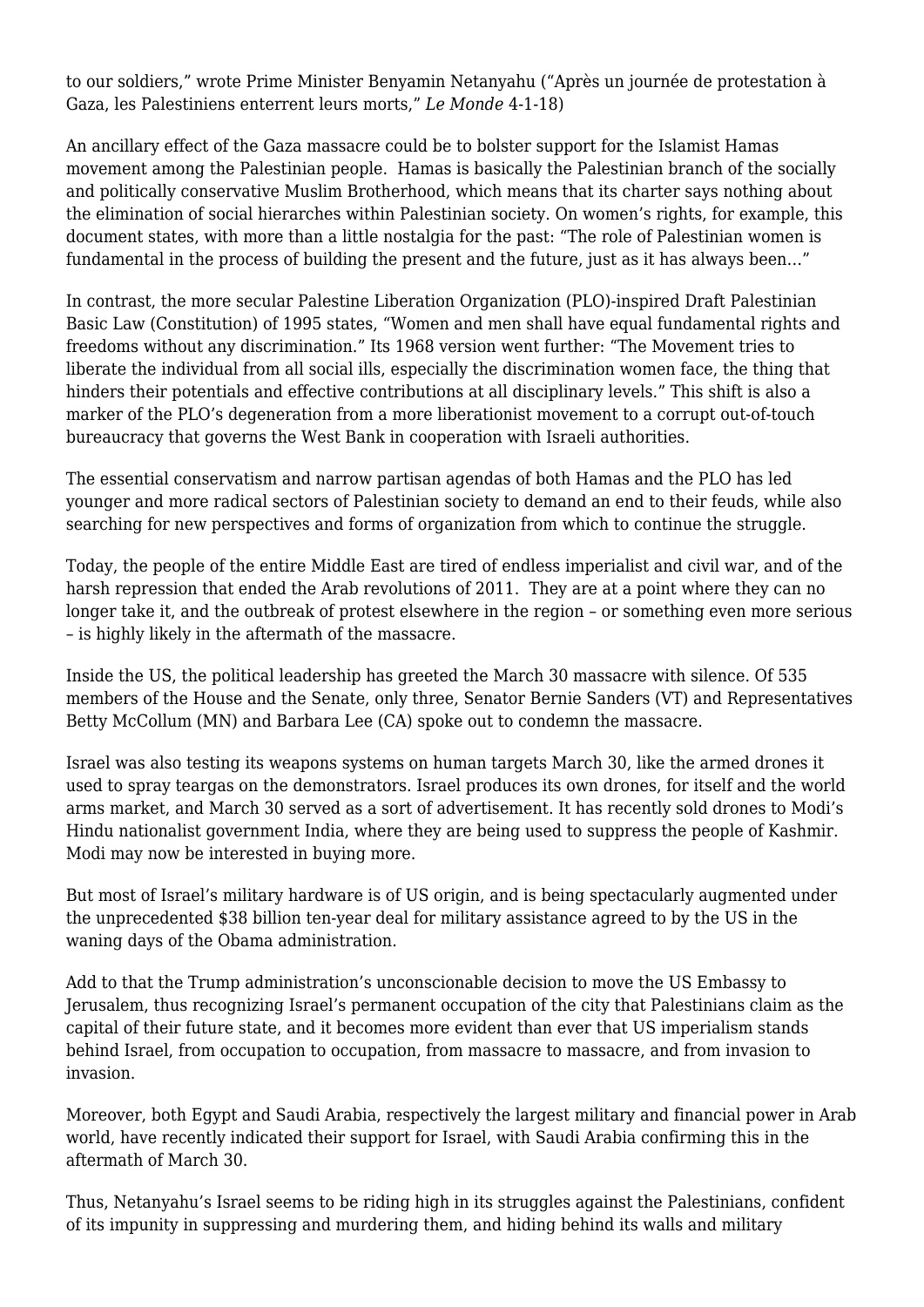to our soldiers," wrote Prime Minister Benyamin Netanyahu ("Après un journée de protestation à Gaza, les Palestiniens enterrent leurs morts," *Le Monde* 4-1-18)

An ancillary effect of the Gaza massacre could be to bolster support for the Islamist Hamas movement among the Palestinian people. Hamas is basically the Palestinian branch of the socially and politically conservative Muslim Brotherhood, which means that its charter says nothing about the elimination of social hierarches within Palestinian society. On women's rights, for example, this document states, with more than a little nostalgia for the past: "The role of Palestinian women is fundamental in the process of building the present and the future, just as it has always been…"

In contrast, the more secular Palestine Liberation Organization (PLO)-inspired Draft Palestinian Basic Law (Constitution) of 1995 states, "Women and men shall have equal fundamental rights and freedoms without any discrimination." Its 1968 version went further: "The Movement tries to liberate the individual from all social ills, especially the discrimination women face, the thing that hinders their potentials and effective contributions at all disciplinary levels." This shift is also a marker of the PLO's degeneration from a more liberationist movement to a corrupt out-of-touch bureaucracy that governs the West Bank in cooperation with Israeli authorities.

The essential conservatism and narrow partisan agendas of both Hamas and the PLO has led younger and more radical sectors of Palestinian society to demand an end to their feuds, while also searching for new perspectives and forms of organization from which to continue the struggle.

Today, the people of the entire Middle East are tired of endless imperialist and civil war, and of the harsh repression that ended the Arab revolutions of 2011. They are at a point where they can no longer take it, and the outbreak of protest elsewhere in the region – or something even more serious – is highly likely in the aftermath of the massacre.

Inside the US, the political leadership has greeted the March 30 massacre with silence. Of 535 members of the House and the Senate, only three, Senator Bernie Sanders (VT) and Representatives Betty McCollum (MN) and Barbara Lee (CA) spoke out to condemn the massacre.

Israel was also testing its weapons systems on human targets March 30, like the armed drones it used to spray teargas on the demonstrators. Israel produces its own drones, for itself and the world arms market, and March 30 served as a sort of advertisement. It has recently sold drones to Modi's Hindu nationalist government India, where they are being used to suppress the people of Kashmir. Modi may now be interested in buying more.

But most of Israel's military hardware is of US origin, and is being spectacularly augmented under the unprecedented $38 billion ten-year deal for military assistance agreed to by the US in the waning days of the Obama administration.

Add to that the Trump administration's unconscionable decision to move the US Embassy to Jerusalem, thus recognizing Israel's permanent occupation of the city that Palestinians claim as the capital of their future state, and it becomes more evident than ever that US imperialism stands behind Israel, from occupation to occupation, from massacre to massacre, and from invasion to invasion.

Moreover, both Egypt and Saudi Arabia, respectively the largest military and financial power in Arab world, have recently indicated their support for Israel, with Saudi Arabia confirming this in the aftermath of March 30.

Thus, Netanyahu's Israel seems to be riding high in its struggles against the Palestinians, confident of its impunity in suppressing and murdering them, and hiding behind its walls and military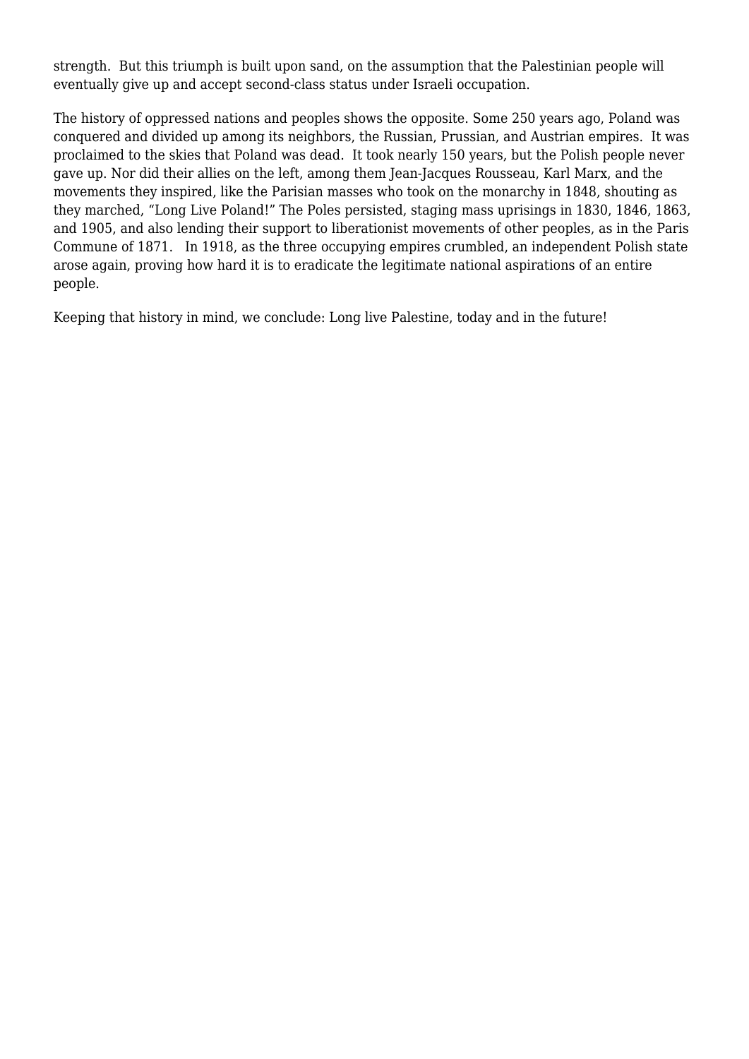strength. But this triumph is built upon sand, on the assumption that the Palestinian people will eventually give up and accept second-class status under Israeli occupation.

The history of oppressed nations and peoples shows the opposite. Some 250 years ago, Poland was conquered and divided up among its neighbors, the Russian, Prussian, and Austrian empires. It was proclaimed to the skies that Poland was dead. It took nearly 150 years, but the Polish people never gave up. Nor did their allies on the left, among them Jean-Jacques Rousseau, Karl Marx, and the movements they inspired, like the Parisian masses who took on the monarchy in 1848, shouting as they marched, "Long Live Poland!" The Poles persisted, staging mass uprisings in 1830, 1846, 1863, and 1905, and also lending their support to liberationist movements of other peoples, as in the Paris Commune of 1871. In 1918, as the three occupying empires crumbled, an independent Polish state arose again, proving how hard it is to eradicate the legitimate national aspirations of an entire people.

Keeping that history in mind, we conclude: Long live Palestine, today and in the future!